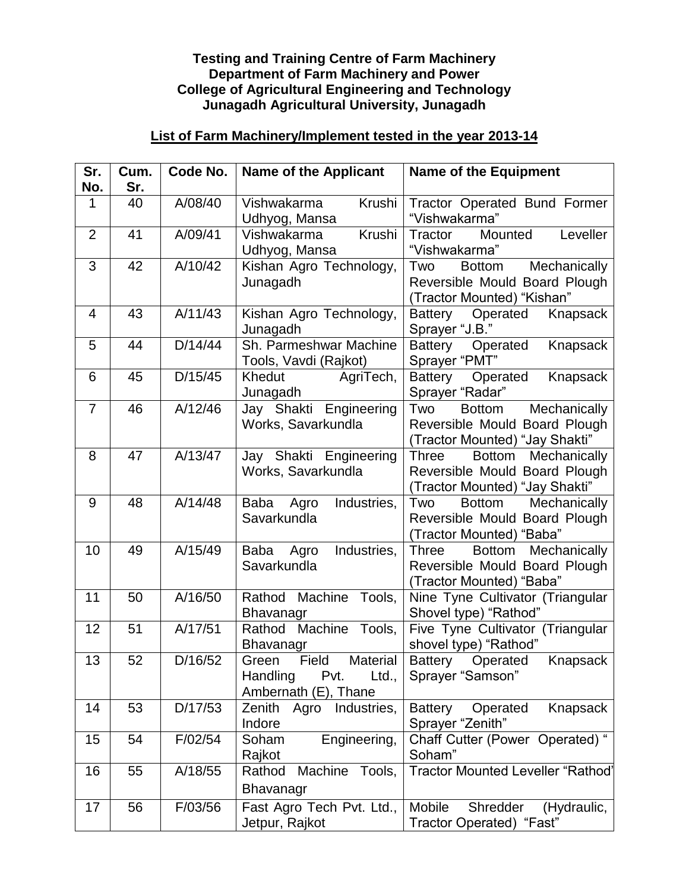**Testing and Training Centre of Farm Machinery**
**Department of Farm Machinery and Power**
**College of Agricultural Engineering and Technology**
**Junagadh Agricultural University, Junagadh**

## List of Farm Machinery/Implement tested in the year 2013-14

| Sr. No. | Cum. Sr. | Code No. | Name of the Applicant | Name of the Equipment |
|---|---|---|---|---|
| 1 | 40 | A/08/40 | Vishwakarma Krushi Udhyog, Mansa | Tractor Operated Bund Former "Vishwakarma" |
| 2 | 41 | A/09/41 | Vishwakarma Krushi Udhyog, Mansa | Tractor Mounted Leveller "Vishwakarma" |
| 3 | 42 | A/10/42 | Kishan Agro Technology, Junagadh | Two Bottom Mechanically Reversible Mould Board Plough (Tractor Mounted) "Kishan" |
| 4 | 43 | A/11/43 | Kishan Agro Technology, Junagadh | Battery Operated Knapsack Sprayer "J.B." |
| 5 | 44 | D/14/44 | Sh. Parmeshwar Machine Tools, Vavdi (Rajkot) | Battery Operated Knapsack Sprayer "PMT" |
| 6 | 45 | D/15/45 | Khedut AgriTech, Junagadh | Battery Operated Knapsack Sprayer "Radar" |
| 7 | 46 | A/12/46 | Jay Shakti Engineering Works, Savarkundla | Two Bottom Mechanically Reversible Mould Board Plough (Tractor Mounted) "Jay Shakti" |
| 8 | 47 | A/13/47 | Jay Shakti Engineering Works, Savarkundla | Three Bottom Mechanically Reversible Mould Board Plough (Tractor Mounted) "Jay Shakti" |
| 9 | 48 | A/14/48 | Baba Agro Industries, Savarkundla | Two Bottom Mechanically Reversible Mould Board Plough (Tractor Mounted) "Baba" |
| 10 | 49 | A/15/49 | Baba Agro Industries, Savarkundla | Three Bottom Mechanically Reversible Mould Board Plough (Tractor Mounted) "Baba" |
| 11 | 50 | A/16/50 | Rathod Machine Tools, Bhavanagr | Nine Tyne Cultivator (Triangular Shovel type) "Rathod" |
| 12 | 51 | A/17/51 | Rathod Machine Tools, Bhavanagr | Five Tyne Cultivator (Triangular shovel type) "Rathod" |
| 13 | 52 | D/16/52 | Green Field Material Handling Pvt. Ltd., Ambernath (E), Thane | Battery Operated Knapsack Sprayer "Samson" |
| 14 | 53 | D/17/53 | Zenith Agro Industries, Indore | Battery Operated Knapsack Sprayer "Zenith" |
| 15 | 54 | F/02/54 | Soham Engineering, Rajkot | Chaff Cutter (Power Operated) " Soham" |
| 16 | 55 | A/18/55 | Rathod Machine Tools, Bhavanagr | Tractor Mounted Leveller "Rathod" |
| 17 | 56 | F/03/56 | Fast Agro Tech Pvt. Ltd., Jetpur, Rajkot | Mobile Shredder (Hydraulic, Tractor Operated) "Fast" |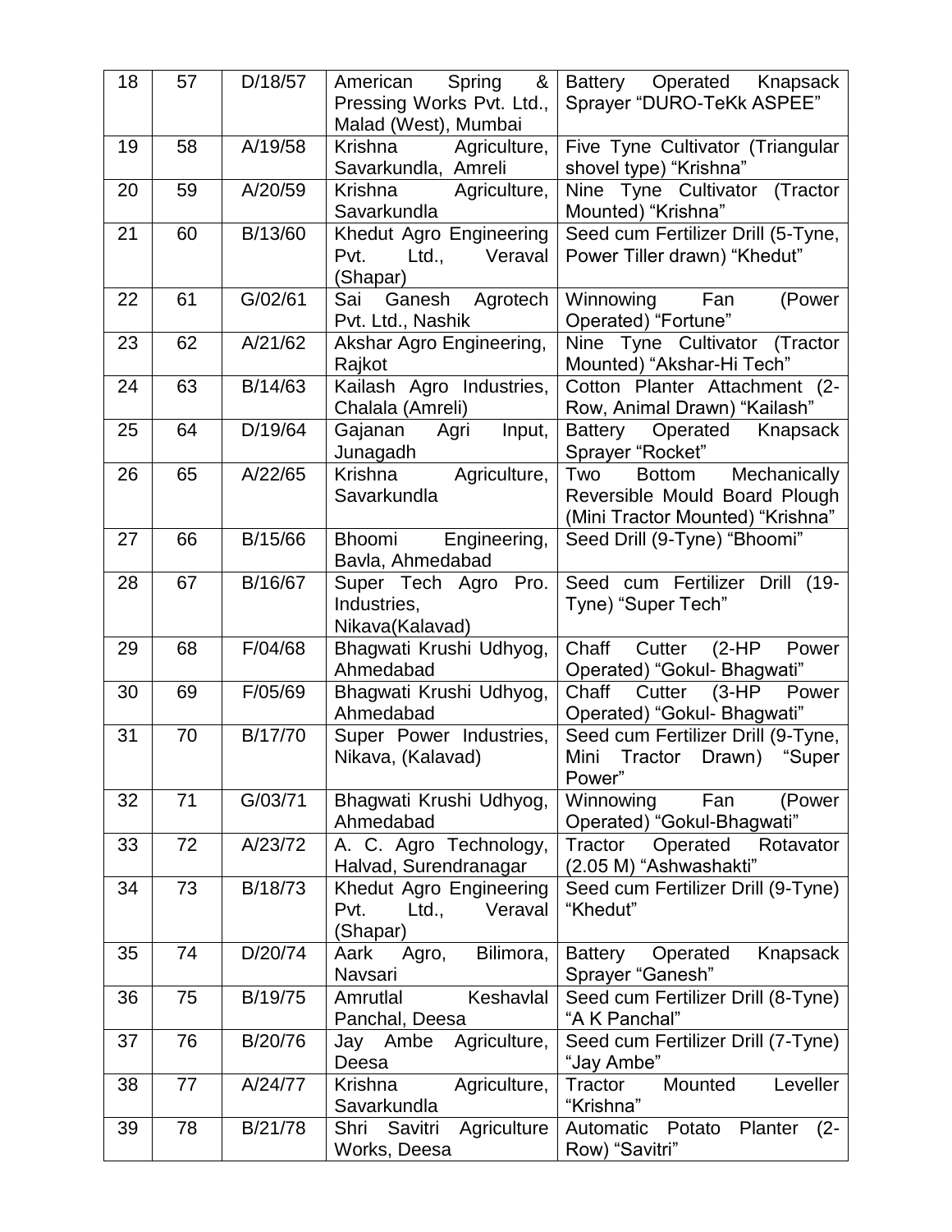| | | | | |
|---|---|---|---|---|
| 18 | 57 | D/18/57 | American Spring & Pressing Works Pvt. Ltd., Malad (West), Mumbai | Battery Operated Knapsack Sprayer “DURO-TeKk ASPEE” |
| 19 | 58 | A/19/58 | Krishna Agriculture, Savarkundla, Amreli | Five Tyne Cultivator (Triangular shovel type) “Krishna” |
| 20 | 59 | A/20/59 | Krishna Agriculture, Savarkundla | Nine Tyne Cultivator (Tractor Mounted) “Krishna” |
| 21 | 60 | B/13/60 | Khedut Agro Engineering Pvt. Ltd., Veraval (Shapar) | Seed cum Fertilizer Drill (5-Tyne, Power Tiller drawn) “Khedut” |
| 22 | 61 | G/02/61 | Sai Ganesh Agrotech Pvt. Ltd., Nashik | Winnowing Fan (Power Operated) “Fortune” |
| 23 | 62 | A/21/62 | Akshar Agro Engineering, Rajkot | Nine Tyne Cultivator (Tractor Mounted) “Akshar-Hi Tech” |
| 24 | 63 | B/14/63 | Kailash Agro Industries, Chalala (Amreli) | Cotton Planter Attachment (2-Row, Animal Drawn) “Kailash” |
| 25 | 64 | D/19/64 | Gajanan Agri Input, Junagadh | Battery Operated Knapsack Sprayer “Rocket” |
| 26 | 65 | A/22/65 | Krishna Agriculture, Savarkundla | Two Bottom Mechanically Reversible Mould Board Plough (Mini Tractor Mounted) “Krishna” |
| 27 | 66 | B/15/66 | Bhoomi Engineering, Bavla, Ahmedabad | Seed Drill (9-Tyne) “Bhoomi” |
| 28 | 67 | B/16/67 | Super Tech Agro Pro. Industries, Nikava(Kalavad) | Seed cum Fertilizer Drill (19-Tyne) “Super Tech” |
| 29 | 68 | F/04/68 | Bhagwati Krushi Udhyog, Ahmedabad | Chaff Cutter (2-HP Power Operated) “Gokul- Bhagwati” |
| 30 | 69 | F/05/69 | Bhagwati Krushi Udhyog, Ahmedabad | Chaff Cutter (3-HP Power Operated) “Gokul- Bhagwati” |
| 31 | 70 | B/17/70 | Super Power Industries, Nikava, (Kalavad) | Seed cum Fertilizer Drill (9-Tyne, Mini Tractor Drawn) “Super Power” |
| 32 | 71 | G/03/71 | Bhagwati Krushi Udhyog, Ahmedabad | Winnowing Fan (Power Operated) “Gokul-Bhagwati” |
| 33 | 72 | A/23/72 | A. C. Agro Technology, Halvad, Surendranagar | Tractor Operated Rotavator (2.05 M) “Ashwashakti” |
| 34 | 73 | B/18/73 | Khedut Agro Engineering Pvt. Ltd., Veraval (Shapar) | Seed cum Fertilizer Drill (9-Tyne) “Khedut” |
| 35 | 74 | D/20/74 | Aark Agro, Bilimora, Navsari | Battery Operated Knapsack Sprayer “Ganesh” |
| 36 | 75 | B/19/75 | Amrutlal Keshavlal Panchal, Deesa | Seed cum Fertilizer Drill (8-Tyne) “A K Panchal” |
| 37 | 76 | B/20/76 | Jay Ambe Agriculture, Deesa | Seed cum Fertilizer Drill (7-Tyne) “Jay Ambe” |
| 38 | 77 | A/24/77 | Krishna Agriculture, Savarkundla | Tractor Mounted Leveller “Krishna” |
| 39 | 78 | B/21/78 | Shri Savitri Agriculture Works, Deesa | Automatic Potato Planter (2-Row) “Savitri” |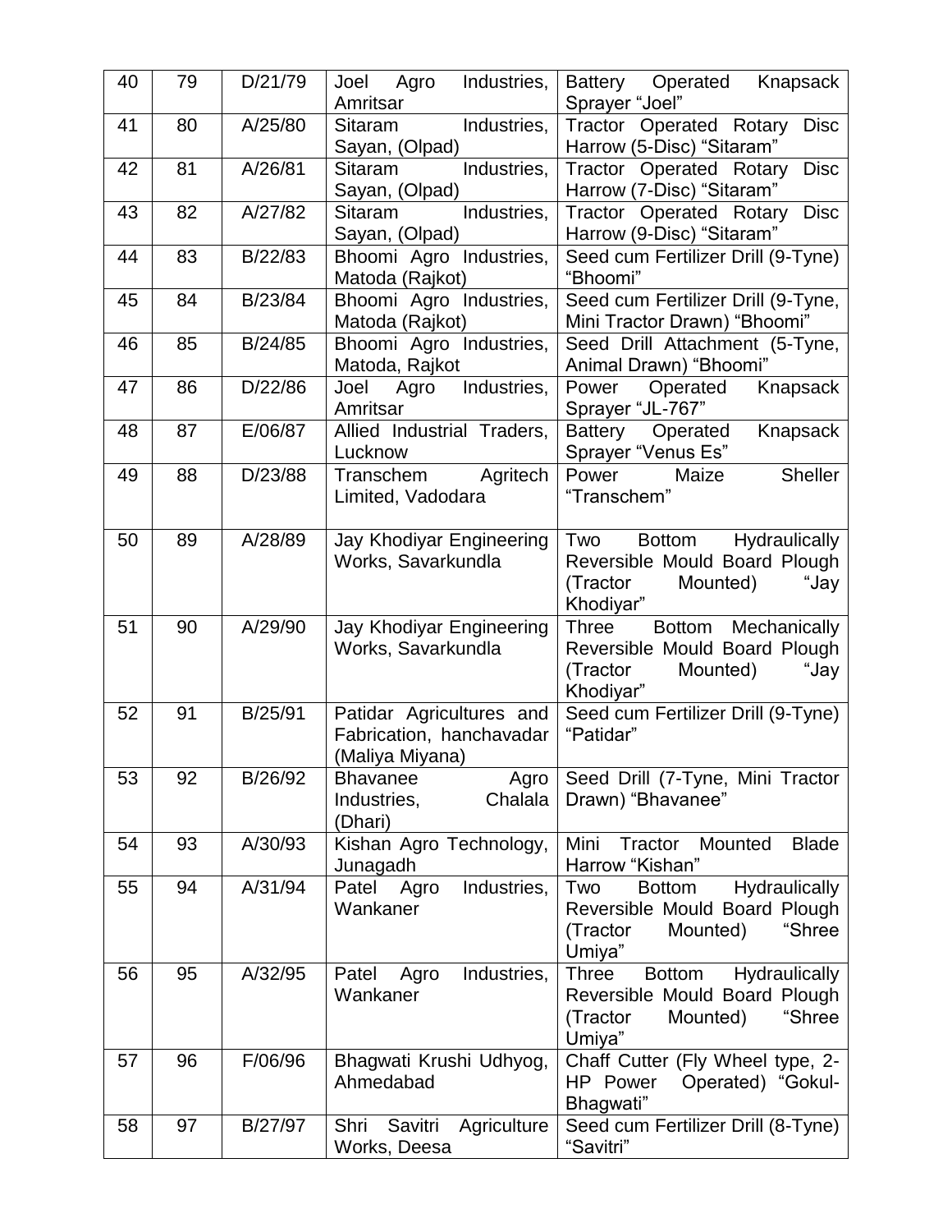| | | | | |
|---|---|---|---|---|
| 40 | 79 | D/21/79 | Joel Agro Industries, Amritsar | Battery Operated Knapsack Sprayer "Joel" |
| 41 | 80 | A/25/80 | Sitaram Industries, Sayan, (Olpad) | Tractor Operated Rotary Disc Harrow (5-Disc) "Sitaram" |
| 42 | 81 | A/26/81 | Sitaram Industries, Sayan, (Olpad) | Tractor Operated Rotary Disc Harrow (7-Disc) "Sitaram" |
| 43 | 82 | A/27/82 | Sitaram Industries, Sayan, (Olpad) | Tractor Operated Rotary Disc Harrow (9-Disc) "Sitaram" |
| 44 | 83 | B/22/83 | Bhoomi Agro Industries, Matoda (Rajkot) | Seed cum Fertilizer Drill (9-Tyne) "Bhoomi" |
| 45 | 84 | B/23/84 | Bhoomi Agro Industries, Matoda (Rajkot) | Seed cum Fertilizer Drill (9-Tyne, Mini Tractor Drawn) "Bhoomi" |
| 46 | 85 | B/24/85 | Bhoomi Agro Industries, Matoda, Rajkot | Seed Drill Attachment (5-Tyne, Animal Drawn) "Bhoomi" |
| 47 | 86 | D/22/86 | Joel Agro Industries, Amritsar | Power Operated Knapsack Sprayer "JL-767" |
| 48 | 87 | E/06/87 | Allied Industrial Traders, Lucknow | Battery Operated Knapsack Sprayer "Venus Es" |
| 49 | 88 | D/23/88 | Transchem Agritech Limited, Vadodara | Power Maize Sheller "Transchem" |
| 50 | 89 | A/28/89 | Jay Khodiyar Engineering Works, Savarkundla | Two Bottom Hydraulically Reversible Mould Board Plough (Tractor Mounted) "Jay Khodiyar" |
| 51 | 90 | A/29/90 | Jay Khodiyar Engineering Works, Savarkundla | Three Bottom Mechanically Reversible Mould Board Plough (Tractor Mounted) "Jay Khodiyar" |
| 52 | 91 | B/25/91 | Patidar Agricultures and Fabrication, hanchavadar (Maliya Miyana) | Seed cum Fertilizer Drill (9-Tyne) "Patidar" |
| 53 | 92 | B/26/92 | Bhavanee Agro Industries, Chalala (Dhari) | Seed Drill (7-Tyne, Mini Tractor Drawn) "Bhavanee" |
| 54 | 93 | A/30/93 | Kishan Agro Technology, Junagadh | Mini Tractor Mounted Blade Harrow "Kishan" |
| 55 | 94 | A/31/94 | Patel Agro Industries, Wankaner | Two Bottom Hydraulically Reversible Mould Board Plough (Tractor Mounted) "Shree Umiya" |
| 56 | 95 | A/32/95 | Patel Agro Industries, Wankaner | Three Bottom Hydraulically Reversible Mould Board Plough (Tractor Mounted) "Shree Umiya" |
| 57 | 96 | F/06/96 | Bhagwati Krushi Udhyog, Ahmedabad | Chaff Cutter (Fly Wheel type, 2-HP Power Operated) "Gokul-Bhagwati" |
| 58 | 97 | B/27/97 | Shri Savitri Agriculture Works, Deesa | Seed cum Fertilizer Drill (8-Tyne) "Savitri" |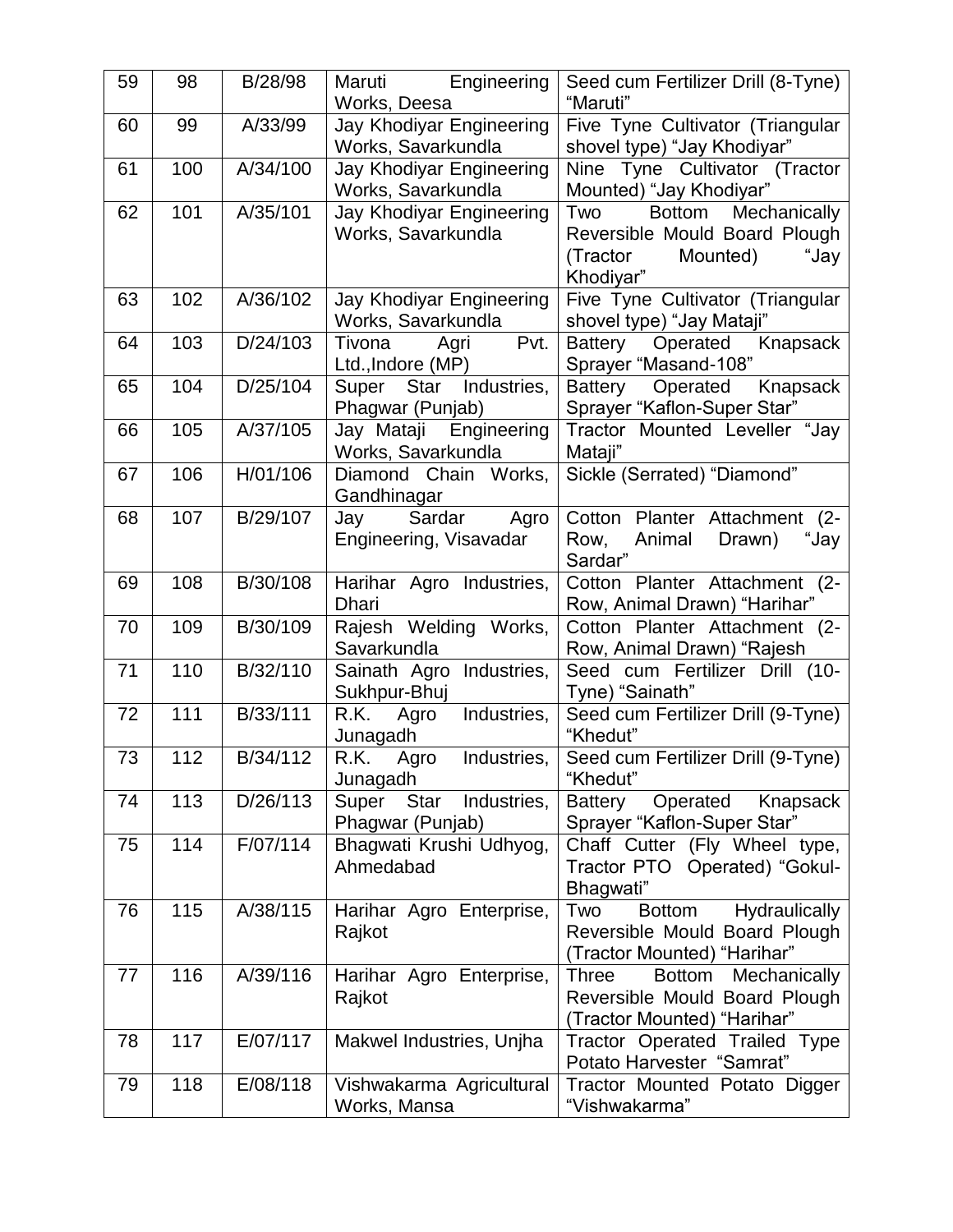| | | | | |
|---|---|---|---|---|
| 59 | 98 | B/28/98 | Maruti Engineering Works, Deesa | Seed cum Fertilizer Drill (8-Tyne) “Maruti” |
| 60 | 99 | A/33/99 | Jay Khodiyar Engineering Works, Savarkundla | Five Tyne Cultivator (Triangular shovel type) “Jay Khodiyar” |
| 61 | 100 | A/34/100 | Jay Khodiyar Engineering Works, Savarkundla | Nine Tyne Cultivator (Tractor Mounted) “Jay Khodiyar” |
| 62 | 101 | A/35/101 | Jay Khodiyar Engineering Works, Savarkundla | Two Bottom Mechanically Reversible Mould Board Plough (Tractor Mounted) “Jay Khodiyar” |
| 63 | 102 | A/36/102 | Jay Khodiyar Engineering Works, Savarkundla | Five Tyne Cultivator (Triangular shovel type) “Jay Mataji” |
| 64 | 103 | D/24/103 | Tivona Agri Pvt. Ltd.,Indore (MP) | Battery Operated Knapsack Sprayer “Masand-108” |
| 65 | 104 | D/25/104 | Super Star Industries, Phagwar (Punjab) | Battery Operated Knapsack Sprayer “Kaflon-Super Star” |
| 66 | 105 | A/37/105 | Jay Mataji Engineering Works, Savarkundla | Tractor Mounted Leveller “Jay Mataji” |
| 67 | 106 | H/01/106 | Diamond Chain Works, Gandhinagar | Sickle (Serrated) “Diamond” |
| 68 | 107 | B/29/107 | Jay Sardar Agro Engineering, Visavadar | Cotton Planter Attachment (2-Row, Animal Drawn) “Jay Sardar” |
| 69 | 108 | B/30/108 | Harihar Agro Industries, Dhari | Cotton Planter Attachment (2-Row, Animal Drawn) “Harihar” |
| 70 | 109 | B/30/109 | Rajesh Welding Works, Savarkundla | Cotton Planter Attachment (2-Row, Animal Drawn) “Rajesh |
| 71 | 110 | B/32/110 | Sainath Agro Industries, Sukhpur-Bhuj | Seed cum Fertilizer Drill (10-Tyne) “Sainath” |
| 72 | 111 | B/33/111 | R.K. Agro Industries, Junagadh | Seed cum Fertilizer Drill (9-Tyne) “Khedut” |
| 73 | 112 | B/34/112 | R.K. Agro Industries, Junagadh | Seed cum Fertilizer Drill (9-Tyne) “Khedut” |
| 74 | 113 | D/26/113 | Super Star Industries, Phagwar (Punjab) | Battery Operated Knapsack Sprayer “Kaflon-Super Star” |
| 75 | 114 | F/07/114 | Bhagwati Krushi Udhyog, Ahmedabad | Chaff Cutter (Fly Wheel type, Tractor PTO Operated) “Gokul-Bhagwati” |
| 76 | 115 | A/38/115 | Harihar Agro Enterprise, Rajkot | Two Bottom Hydraulically Reversible Mould Board Plough (Tractor Mounted) “Harihar” |
| 77 | 116 | A/39/116 | Harihar Agro Enterprise, Rajkot | Three Bottom Mechanically Reversible Mould Board Plough (Tractor Mounted) “Harihar” |
| 78 | 117 | E/07/117 | Makwel Industries, Unjha | Tractor Operated Trailed Type Potato Harvester “Samrat” |
| 79 | 118 | E/08/118 | Vishwakarma Agricultural Works, Mansa | Tractor Mounted Potato Digger “Vishwakarma” |